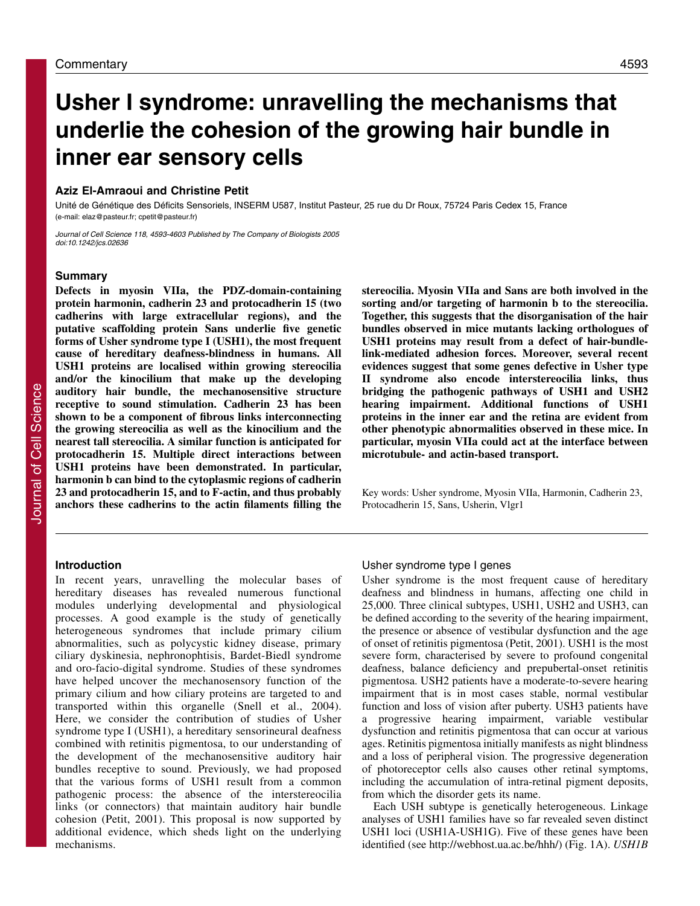# Usher I syndrome: unravelling the mechanisms that underlie the cohesion of the growing hair bundle in inner ear sensory cells

**Aziz El-Amraoui and Christine Petit**

Unité de Génétique des Déficits Sensoriels, INSERM U587, Institut Pasteur, 25 rue du Dr Roux, 75724 Paris Cedex 15, France
(e-mail: elaz@pasteur.fr; cpetit@pasteur.fr)

*Journal of Cell Science 118, 4593-4603 Published by The Company of Biologists 2005*
*doi:10.1242/jcs.02636*

## Summary

**Defects in myosin VIIa, the PDZ-domain-containing protein harmonin, cadherin 23 and protocadherin 15 (two cadherins with large extracellular regions), and the putative scaffolding protein Sans underlie five genetic forms of Usher syndrome type I (USH1), the most frequent cause of hereditary deafness-blindness in humans. All USH1 proteins are localised within growing stereocilia and/or the kinocilium that make up the developing auditory hair bundle, the mechanosensitive structure receptive to sound stimulation. Cadherin 23 has been shown to be a component of fibrous links interconnecting the growing stereocilia as well as the kinocilium and the nearest tall stereocilia. A similar function is anticipated for protocadherin 15. Multiple direct interactions between USH1 proteins have been demonstrated. In particular, harmonin b can bind to the cytoplasmic regions of cadherin 23 and protocadherin 15, and to F-actin, and thus probably anchors these cadherins to the actin filaments filling the stereocilia. Myosin VIIa and Sans are both involved in the sorting and/or targeting of harmonin b to the stereocilia. Together, this suggests that the disorganisation of the hair bundles observed in mice mutants lacking orthologues of USH1 proteins may result from a defect of hair-bundle-link-mediated adhesion forces. Moreover, several recent evidences suggest that some genes defective in Usher type II syndrome also encode interstereocilia links, thus bridging the pathogenic pathways of USH1 and USH2 hearing impairment. Additional functions of USH1 proteins in the inner ear and the retina are evident from other phenotypic abnormalities observed in these mice. In particular, myosin VIIa could act at the interface between microtubule- and actin-based transport.**

Key words: Usher syndrome, Myosin VIIa, Harmonin, Cadherin 23, Protocadherin 15, Sans, Usherin, Vlgr1

## Introduction

In recent years, unravelling the molecular bases of hereditary diseases has revealed numerous functional modules underlying developmental and physiological processes. A good example is the study of genetically heterogeneous syndromes that include primary cilium abnormalities, such as polycystic kidney disease, primary ciliary dyskinesia, nephronophtisis, Bardet-Biedl syndrome and oro-facio-digital syndrome. Studies of these syndromes have helped uncover the mechanosensory function of the primary cilium and how ciliary proteins are targeted to and transported within this organelle (Snell et al., 2004). Here, we consider the contribution of studies of Usher syndrome type I (USH1), a hereditary sensorineural deafness combined with retinitis pigmentosa, to our understanding of the development of the mechanosensitive auditory hair bundles receptive to sound. Previously, we had proposed that the various forms of USH1 result from a common pathogenic process: the absence of the interstereocilia links (or connectors) that maintain auditory hair bundle cohesion (Petit, 2001). This proposal is now supported by additional evidence, which sheds light on the underlying mechanisms.

### Usher syndrome type I genes

Usher syndrome is the most frequent cause of hereditary deafness and blindness in humans, affecting one child in 25,000. Three clinical subtypes, USH1, USH2 and USH3, can be defined according to the severity of the hearing impairment, the presence or absence of vestibular dysfunction and the age of onset of retinitis pigmentosa (Petit, 2001). USH1 is the most severe form, characterised by severe to profound congenital deafness, balance deficiency and prepubertal-onset retinitis pigmentosa. USH2 patients have a moderate-to-severe hearing impairment that is in most cases stable, normal vestibular function and loss of vision after puberty. USH3 patients have a progressive hearing impairment, variable vestibular dysfunction and retinitis pigmentosa that can occur at various ages. Retinitis pigmentosa initially manifests as night blindness and a loss of peripheral vision. The progressive degeneration of photoreceptor cells also causes other retinal symptoms, including the accumulation of intra-retinal pigment deposits, from which the disorder gets its name.

Each USH subtype is genetically heterogeneous. Linkage analyses of USH1 families have so far revealed seven distinct USH1 loci (USH1A-USH1G). Five of these genes have been identified (see http://webhost.ua.ac.be/hhh/) (Fig. 1A). *USH1B*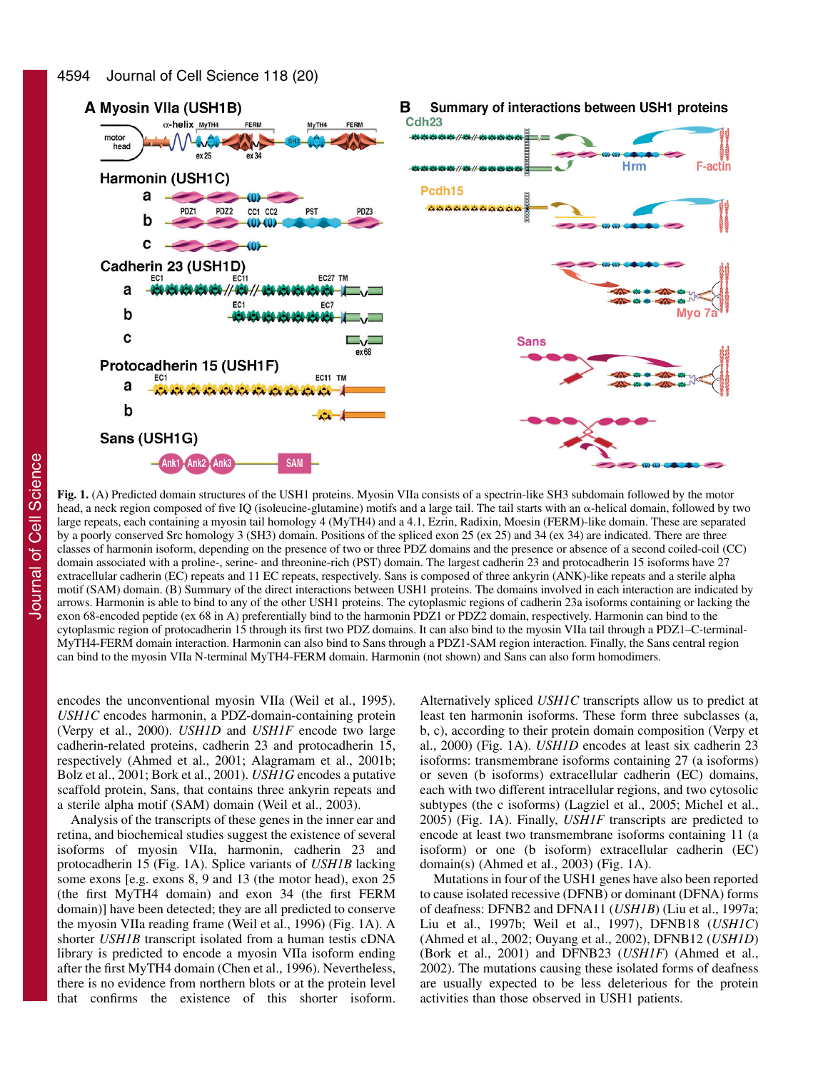**Fig. 1.** (A) Predicted domain structures of the USH1 proteins. Myosin VIIa consists of a spectrin-like SH3 subdomain followed by the motor head, a neck region composed of five IQ (isoleucine-glutamine) motifs and a large tail. The tail starts with an α-helical domain, followed by two large repeats, each containing a myosin tail homology 4 (MyTH4) and a 4.1, Ezrin, Radixin, Moesin (FERM)-like domain. These are separated by a poorly conserved Src homology 3 (SH3) domain. Positions of the spliced exon 25 (ex 25) and 34 (ex 34) are indicated. There are three classes of harmonin isoform, depending on the presence of two or three PDZ domains and the presence or absence of a second coiled-coil (CC) domain associated with a proline-, serine- and threonine-rich (PST) domain. The largest cadherin 23 and protocadherin 15 isoforms have 27 extracellular cadherin (EC) repeats and 11 EC repeats, respectively. Sans is composed of three ankyrin (ANK)-like repeats and a sterile alpha motif (SAM) domain. (B) Summary of the direct interactions between USH1 proteins. The domains involved in each interaction are indicated by arrows. Harmonin is able to bind to any of the other USH1 proteins. The cytoplasmic regions of cadherin 23a isoforms containing or lacking the exon 68-encoded peptide (ex 68 in A) preferentially bind to the harmonin PDZ1 or PDZ2 domain, respectively. Harmonin can bind to the cytoplasmic region of protocadherin 15 through its first two PDZ domains. It can also bind to the myosin VIIa tail through a PDZ1–C-terminal-MyTH4-FERM domain interaction. Harmonin can also bind to Sans through a PDZ1-SAM region interaction. Finally, the Sans central region can bind to the myosin VIIa N-terminal MyTH4-FERM domain. Harmonin (not shown) and Sans can also form homodimers.

encodes the unconventional myosin VIIa (Weil et al., 1995). *USH1C* encodes harmonin, a PDZ-domain-containing protein (Verpy et al., 2000). *USH1D* and *USH1F* encode two large cadherin-related proteins, cadherin 23 and protocadherin 15, respectively (Ahmed et al., 2001; Alagramam et al., 2001b; Bolz et al., 2001; Bork et al., 2001). *USH1G* encodes a putative scaffold protein, Sans, that contains three ankyrin repeats and a sterile alpha motif (SAM) domain (Weil et al., 2003).

Analysis of the transcripts of these genes in the inner ear and retina, and biochemical studies suggest the existence of several isoforms of myosin VIIa, harmonin, cadherin 23 and protocadherin 15 (Fig. 1A). Splice variants of *USH1B* lacking some exons [e.g. exons 8, 9 and 13 (the motor head), exon 25 (the first MyTH4 domain) and exon 34 (the first FERM domain)] have been detected; they are all predicted to conserve the myosin VIIa reading frame (Weil et al., 1996) (Fig. 1A). A shorter *USH1B* transcript isolated from a human testis cDNA library is predicted to encode a myosin VIIa isoform ending after the first MyTH4 domain (Chen et al., 1996). Nevertheless, there is no evidence from northern blots or at the protein level that confirms the existence of this shorter isoform. Alternatively spliced *USH1C* transcripts allow us to predict at least ten harmonin isoforms. These form three subclasses (a, b, c), according to their protein domain composition (Verpy et al., 2000) (Fig. 1A). *USH1D* encodes at least six cadherin 23 isoforms: transmembrane isoforms containing 27 (a isoforms) or seven (b isoforms) extracellular cadherin (EC) domains, each with two different intracellular regions, and two cytosolic subtypes (the c isoforms) (Lagziel et al., 2005; Michel et al., 2005) (Fig. 1A). Finally, *USH1F* transcripts are predicted to encode at least two transmembrane isoforms containing 11 (a isoform) or one (b isoform) extracellular cadherin (EC) domain(s) (Ahmed et al., 2003) (Fig. 1A).

Mutations in four of the USH1 genes have also been reported to cause isolated recessive (DFNB) or dominant (DFNA) forms of deafness: DFNB2 and DFNA11 (*USH1B*) (Liu et al., 1997a; Liu et al., 1997b; Weil et al., 1997), DFNB18 (*USH1C*) (Ahmed et al., 2002; Ouyang et al., 2002), DFNB12 (*USH1D*) (Bork et al., 2001) and DFNB23 (*USH1F*) (Ahmed et al., 2002). The mutations causing these isolated forms of deafness are usually expected to be less deleterious for the protein activities than those observed in USH1 patients.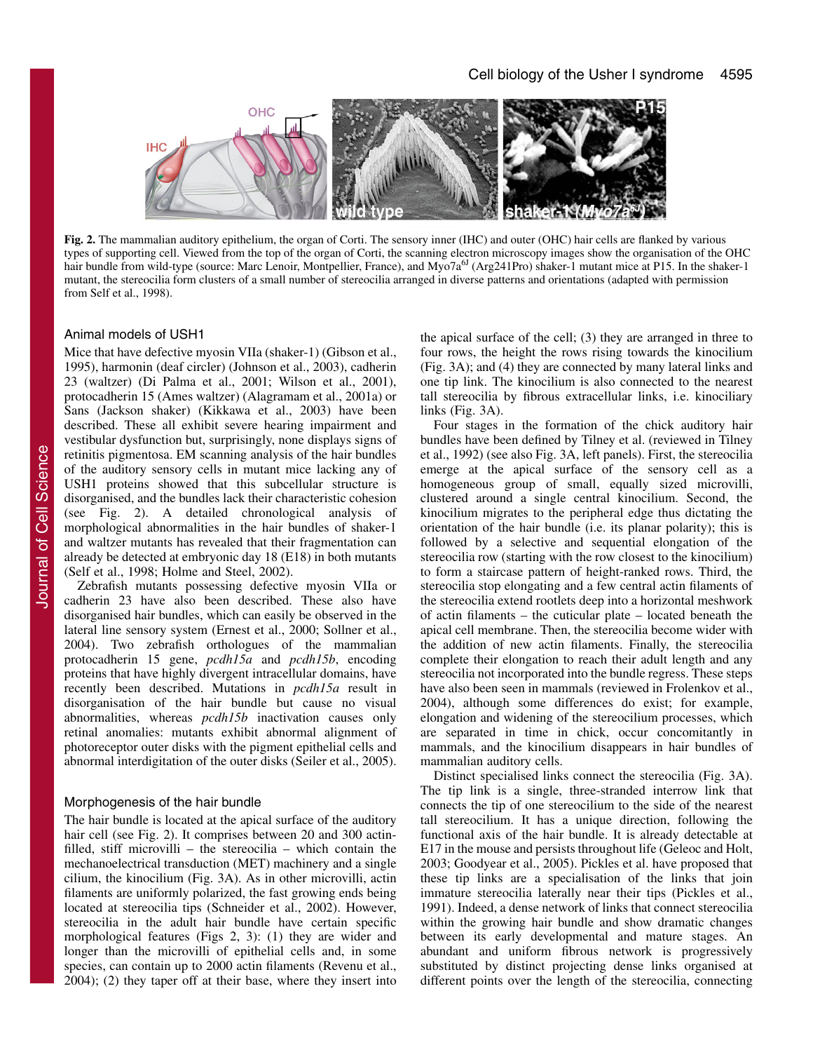**Fig. 2.** The mammalian auditory epithelium, the organ of Corti. The sensory inner (IHC) and outer (OHC) hair cells are flanked by various types of supporting cell. Viewed from the top of the organ of Corti, the scanning electron microscopy images show the organisation of the OHC hair bundle from wild-type (source: Marc Lenoir, Montpellier, France), and Myo7a[6J] (Arg241Pro) shaker-1 mutant mice at P15. In the shaker-1 mutant, the stereocilia form clusters of a small number of stereocilia arranged in diverse patterns and orientations (adapted with permission from Self et al., 1998).

## Animal models of USH1

Mice that have defective myosin VIIa (shaker-1) (Gibson et al., 1995), harmonin (deaf circler) (Johnson et al., 2003), cadherin 23 (waltzer) (Di Palma et al., 2001; Wilson et al., 2001), protocadherin 15 (Ames waltzer) (Alagramam et al., 2001a) or Sans (Jackson shaker) (Kikkawa et al., 2003) have been described. These all exhibit severe hearing impairment and vestibular dysfunction but, surprisingly, none displays signs of retinitis pigmentosa. EM scanning analysis of the hair bundles of the auditory sensory cells in mutant mice lacking any of USH1 proteins showed that this subcellular structure is disorganised, and the bundles lack their characteristic cohesion (see Fig. 2). A detailed chronological analysis of morphological abnormalities in the hair bundles of shaker-1 and waltzer mutants has revealed that their fragmentation can already be detected at embryonic day 18 (E18) in both mutants (Self et al., 1998; Holme and Steel, 2002).

Zebrafish mutants possessing defective myosin VIIa or cadherin 23 have also been described. These also have disorganised hair bundles, which can easily be observed in the lateral line sensory system (Ernest et al., 2000; Sollner et al., 2004). Two zebrafish orthologues of the mammalian protocadherin 15 gene, *pcdh15a* and *pcdh15b*, encoding proteins that have highly divergent intracellular domains, have recently been described. Mutations in *pcdh15a* result in disorganisation of the hair bundle but cause no visual abnormalities, whereas *pcdh15b* inactivation causes only retinal anomalies: mutants exhibit abnormal alignment of photoreceptor outer disks with the pigment epithelial cells and abnormal interdigitation of the outer disks (Seiler et al., 2005).

## Morphogenesis of the hair bundle

The hair bundle is located at the apical surface of the auditory hair cell (see Fig. 2). It comprises between 20 and 300 actin-filled, stiff microvilli – the stereocilia – which contain the mechanoelectrical transduction (MET) machinery and a single cilium, the kinocilium (Fig. 3A). As in other microvilli, actin filaments are uniformly polarized, the fast growing ends being located at stereocilia tips (Schneider et al., 2002). However, stereocilia in the adult hair bundle have certain specific morphological features (Figs 2, 3): (1) they are wider and longer than the microvilli of epithelial cells and, in some species, can contain up to 2000 actin filaments (Revenu et al., 2004); (2) they taper off at their base, where they insert into the apical surface of the cell; (3) they are arranged in three to four rows, the height the rows rising towards the kinocilium (Fig. 3A); and (4) they are connected by many lateral links and one tip link. The kinocilium is also connected to the nearest tall stereocilium by fibrous extracellular links, i.e. kinociliary links (Fig. 3A).

Four stages in the formation of the chick auditory hair bundles have been defined by Tilney et al. (reviewed in Tilney et al., 1992) (see also Fig. 3A, left panels). First, the stereocilia emerge at the apical surface of the sensory cell as a homogeneous group of small, equally sized microvilli, clustered around a single central kinocilium. Second, the kinocilium migrates to the peripheral edge thus dictating the orientation of the hair bundle (i.e. its planar polarity); this is followed by a selective and sequential elongation of the stereocilia row (starting with the row closest to the kinocilium) to form a staircase pattern of height-ranked rows. Third, the stereocilia stop elongating and a few central actin filaments of the stereocilia extend rootlets deep into a horizontal meshwork of actin filaments – the cuticular plate – located beneath the apical cell membrane. Then, the stereocilia become wider with the addition of new actin filaments. Finally, the stereocilia complete their elongation to reach their adult length and any stereocilia not incorporated into the bundle regress. These steps have also been seen in mammals (reviewed in Frolenkov et al., 2004), although some differences do exist; for example, elongation and widening of the stereocilium processes, which are separated in time in chick, occur concomitantly in mammals, and the kinocilium disappears in hair bundles of mammalian auditory cells.

Distinct specialised links connect the stereocilia (Fig. 3A). The tip link is a single, three-stranded interrow link that connects the tip of one stereocilium to the side of the nearest tall stereocilium. It has a unique direction, following the functional axis of the hair bundle. It is already detectable at E17 in the mouse and persists throughout life (Geleoc and Holt, 2003; Goodyear et al., 2005). Pickles et al. have proposed that these tip links are a specialisation of the links that join immature stereocilia laterally near their tips (Pickles et al., 1991). Indeed, a dense network of links that connect stereocilia within the growing hair bundle and show dramatic changes between its early developmental and mature stages. An abundant and uniform fibrous network is progressively substituted by distinct projecting dense links organised at different points over the length of the stereocilia, connecting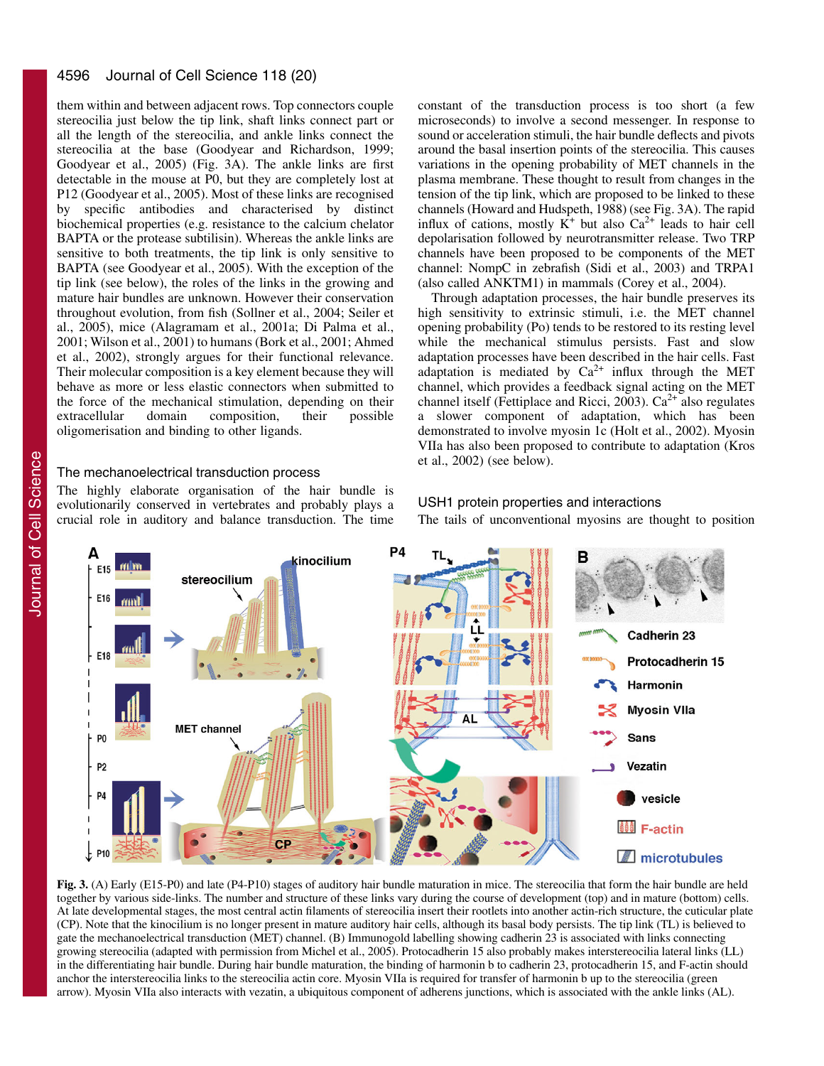them within and between adjacent rows. Top connectors couple stereocilia just below the tip link, shaft links connect part or all the length of the stereocilia, and ankle links connect the stereocilia at the base (Goodyear and Richardson, 1999; Goodyear et al., 2005) (Fig. 3A). The ankle links are first detectable in the mouse at P0, but they are completely lost at P12 (Goodyear et al., 2005). Most of these links are recognised by specific antibodies and characterised by distinct biochemical properties (e.g. resistance to the calcium chelator BAPTA or the protease subtilisin). Whereas the ankle links are sensitive to both treatments, the tip link is only sensitive to BAPTA (see Goodyear et al., 2005). With the exception of the tip link (see below), the roles of the links in the growing and mature hair bundles are unknown. However their conservation throughout evolution, from fish (Sollner et al., 2004; Seiler et al., 2005), mice (Alagramam et al., 2001a; Di Palma et al., 2001; Wilson et al., 2001) to humans (Bork et al., 2001; Ahmed et al., 2002), strongly argues for their functional relevance. Their molecular composition is a key element because they will behave as more or less elastic connectors when submitted to the force of the mechanical stimulation, depending on their extracellular domain composition, their possible oligomerisation and binding to other ligands.

## The mechanoelectrical transduction process

The highly elaborate organisation of the hair bundle is evolutionarily conserved in vertebrates and probably plays a crucial role in auditory and balance transduction. The time constant of the transduction process is too short (a few microseconds) to involve a second messenger. In response to sound or acceleration stimuli, the hair bundle deflects and pivots around the basal insertion points of the stereocilia. This causes variations in the opening probability of MET channels in the plasma membrane. These thought to result from changes in the tension of the tip link, which are proposed to be linked to these channels (Howard and Hudspeth, 1988) (see Fig. 3A). The rapid influx of cations, mostly $K^+$ but also $Ca^{2+}$ leads to hair cell depolarisation followed by neurotransmitter release. Two TRP channels have been proposed to be components of the MET channel: NompC in zebrafish (Sidi et al., 2003) and TRPA1 (also called ANKTM1) in mammals (Corey et al., 2004).

Through adaptation processes, the hair bundle preserves its high sensitivity to extrinsic stimuli, i.e. the MET channel opening probability (Po) tends to be restored to its resting level while the mechanical stimulus persists. Fast and slow adaptation processes have been described in the hair cells. Fast adaptation is mediated by $Ca^{2+}$ influx through the MET channel, which provides a feedback signal acting on the MET channel itself (Fettiplace and Ricci, 2003). $Ca^{2+}$ also regulates a slower component of adaptation, which has been demonstrated to involve myosin 1c (Holt et al., 2002). Myosin VIIa has also been proposed to contribute to adaptation (Kros et al., 2002) (see below).

## USH1 protein properties and interactions

The tails of unconventional myosins are thought to position

**Fig. 3.** (A) Early (E15-P0) and late (P4-P10) stages of auditory hair bundle maturation in mice. The stereocilia that form the hair bundle are held together by various side-links. The number and structure of these links vary during the course of development (top) and in mature (bottom) cells. At late developmental stages, the most central actin filaments of stereocilia insert their rootlets into another actin-rich structure, the cuticular plate (CP). Note that the kinocilium is no longer present in mature auditory hair cells, although its basal body persists. The tip link (TL) is believed to gate the mechanoelectrical transduction (MET) channel. (B) Immunogold labelling showing cadherin 23 is associated with links connecting growing stereocilia (adapted with permission from Michel et al., 2005). Protocadherin 15 also probably makes interstereocilia lateral links (LL) in the differentiating hair bundle. During hair bundle maturation, the binding of harmonin b to cadherin 23, protocadherin 15, and F-actin should anchor the interstereocilia links to the stereocilia actin core. Myosin VIIa is required for transfer of harmonin b up to the stereocilia (green arrow). Myosin VIIa also interacts with vezatin, a ubiquitous component of adherens junctions, which is associated with the ankle links (AL).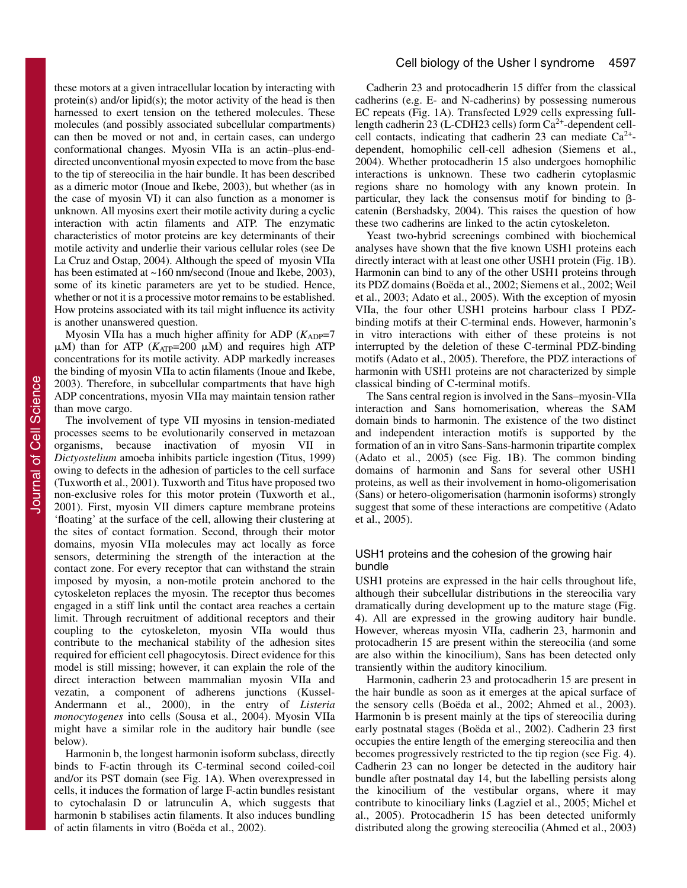these motors at a given intracellular location by interacting with protein(s) and/or lipid(s); the motor activity of the head is then harnessed to exert tension on the tethered molecules. These molecules (and possibly associated subcellular compartments) can then be moved or not and, in certain cases, can undergo conformational changes. Myosin VIIa is an actin–plus-end-directed unconventional myosin expected to move from the base to the tip of stereocilia in the hair bundle. It has been described as a dimeric motor (Inoue and Ikebe, 2003), but whether (as in the case of myosin VI) it can also function as a monomer is unknown. All myosins exert their motile activity during a cyclic interaction with actin filaments and ATP. The enzymatic characteristics of motor proteins are key determinants of their motile activity and underlie their various cellular roles (see De La Cruz and Ostap, 2004). Although the speed of myosin VIIa has been estimated at ~160 nm/second (Inoue and Ikebe, 2003), some of its kinetic parameters are yet to be studied. Hence, whether or not it is a processive motor remains to be established. How proteins associated with its tail might influence its activity is another unanswered question.

Myosin VIIa has a much higher affinity for ADP ($K_{ADP}$=7 μM) than for ATP ($K_{ATP}$=200 μM) and requires high ATP concentrations for its motile activity. ADP markedly increases the binding of myosin VIIa to actin filaments (Inoue and Ikebe, 2003). Therefore, in subcellular compartments that have high ADP concentrations, myosin VIIa may maintain tension rather than move cargo.

The involvement of type VII myosins in tension-mediated processes seems to be evolutionarily conserved in metazoan organisms, because inactivation of myosin VII in *Dictyostelium* amoeba inhibits particle ingestion (Titus, 1999) owing to defects in the adhesion of particles to the cell surface (Tuxworth et al., 2001). Tuxworth and Titus have proposed two non-exclusive roles for this motor protein (Tuxworth et al., 2001). First, myosin VII dimers capture membrane proteins 'floating' at the surface of the cell, allowing their clustering at the sites of contact formation. Second, through their motor domains, myosin VIIa molecules may act locally as force sensors, determining the strength of the interaction at the contact zone. For every receptor that can withstand the strain imposed by myosin, a non-motile protein anchored to the cytoskeleton replaces the myosin. The receptor thus becomes engaged in a stiff link until the contact area reaches a certain limit. Through recruitment of additional receptors and their coupling to the cytoskeleton, myosin VIIa would thus contribute to the mechanical stability of the adhesion sites required for efficient cell phagocytosis. Direct evidence for this model is still missing; however, it can explain the role of the direct interaction between mammalian myosin VIIa and vezatin, a component of adherens junctions (Kussel-Andermann et al., 2000), in the entry of *Listeria monocytogenes* into cells (Sousa et al., 2004). Myosin VIIa might have a similar role in the auditory hair bundle (see below).

Harmonin b, the longest harmonin isoform subclass, directly binds to F-actin through its C-terminal second coiled-coil and/or its PST domain (see Fig. 1A). When overexpressed in cells, it induces the formation of large F-actin bundles resistant to cytochalasin D or latrunculin A, which suggests that harmonin b stabilises actin filaments. It also induces bundling of actin filaments in vitro (Boëda et al., 2002).

Cadherin 23 and protocadherin 15 differ from the classical cadherins (e.g. E- and N-cadherins) by possessing numerous EC repeats (Fig. 1A). Transfected L929 cells expressing full-length cadherin 23 (L-CDH23 cells) form $Ca^{2+}$-dependent cell-cell contacts, indicating that cadherin 23 can mediate $Ca^{2+}$-dependent, homophilic cell-cell adhesion (Siemens et al., 2004). Whether protocadherin 15 also undergoes homophilic interactions is unknown. These two cadherin cytoplasmic regions share no homology with any known protein. In particular, they lack the consensus motif for binding to β-catenin (Bershadsky, 2004). This raises the question of how these two cadherins are linked to the actin cytoskeleton.

Yeast two-hybrid screenings combined with biochemical analyses have shown that the five known USH1 proteins each directly interact with at least one other USH1 protein (Fig. 1B). Harmonin can bind to any of the other USH1 proteins through its PDZ domains (Boëda et al., 2002; Siemens et al., 2002; Weil et al., 2003; Adato et al., 2005). With the exception of myosin VIIa, the four other USH1 proteins harbour class I PDZ-binding motifs at their C-terminal ends. However, harmonin's in vitro interactions with either of these proteins is not interrupted by the deletion of these C-terminal PDZ-binding motifs (Adato et al., 2005). Therefore, the PDZ interactions of harmonin with USH1 proteins are not characterized by simple classical binding of C-terminal motifs.

The Sans central region is involved in the Sans–myosin-VIIa interaction and Sans homomerisation, whereas the SAM domain binds to harmonin. The existence of the two distinct and independent interaction motifs is supported by the formation of an in vitro Sans-Sans-harmonin tripartite complex (Adato et al., 2005) (see Fig. 1B). The common binding domains of harmonin and Sans for several other USH1 proteins, as well as their involvement in homo-oligomerisation (Sans) or hetero-oligomerisation (harmonin isoforms) strongly suggest that some of these interactions are competitive (Adato et al., 2005).

## USH1 proteins and the cohesion of the growing hair bundle

USH1 proteins are expressed in the hair cells throughout life, although their subcellular distributions in the stereocilia vary dramatically during development up to the mature stage (Fig. 4). All are expressed in the growing auditory hair bundle. However, whereas myosin VIIa, cadherin 23, harmonin and protocadherin 15 are present within the stereocilia (and some are also within the kinocilium), Sans has been detected only transiently within the auditory kinocilium.

Harmonin, cadherin 23 and protocadherin 15 are present in the hair bundle as soon as it emerges at the apical surface of the sensory cells (Boëda et al., 2002; Ahmed et al., 2003). Harmonin b is present mainly at the tips of stereocilia during early postnatal stages (Boëda et al., 2002). Cadherin 23 first occupies the entire length of the emerging stereocilia and then becomes progressively restricted to the tip region (see Fig. 4). Cadherin 23 can no longer be detected in the auditory hair bundle after postnatal day 14, but the labelling persists along the kinocilium of the vestibular organs, where it may contribute to kinociliary links (Lagziel et al., 2005; Michel et al., 2005). Protocadherin 15 has been detected uniformly distributed along the growing stereocilia (Ahmed et al., 2003)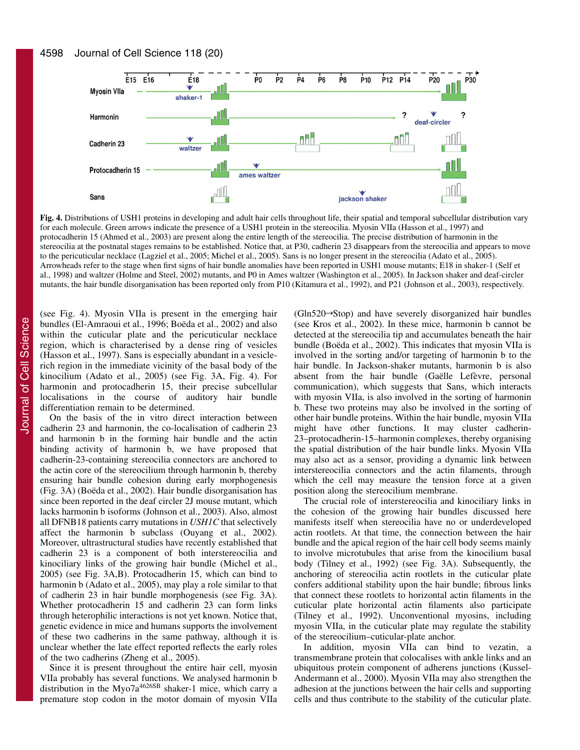**Fig. 4.** Distributions of USH1 proteins in developing and adult hair cells throughout life, their spatial and temporal subcellular distribution vary for each molecule. Green arrows indicate the presence of a USH1 protein in the stereocilia. Myosin VIIa (Hasson et al., 1997) and protocadherin 15 (Ahmed et al., 2003) are present along the entire length of the stereocilia. The precise distribution of harmonin in the stereocilia at the postnatal stages remains to be established. Notice that, at P30, cadherin 23 disappears from the stereocilia and appears to move to the pericuticular necklace (Lagziel et al., 2005; Michel et al., 2005). Sans is no longer present in the stereocilia (Adato et al., 2005). Arrowheads refer to the stage when first signs of hair bundle anomalies have been reported in USH1 mouse mutants; E18 in shaker-1 (Self et al., 1998) and waltzer (Holme and Steel, 2002) mutants, and P0 in Ames waltzer (Washington et al., 2005). In Jackson shaker and deaf-circler mutants, the hair bundle disorganisation has been reported only from P10 (Kitamura et al., 1992), and P21 (Johnson et al., 2003), respectively.

(see Fig. 4). Myosin VIIa is present in the emerging hair bundles (El-Amraoui et al., 1996; Boëda et al., 2002) and also within the cuticular plate and the pericuticular necklace region, which is characterised by a dense ring of vesicles (Hasson et al., 1997). Sans is especially abundant in a vesicle-rich region in the immediate vicinity of the basal body of the kinocilium (Adato et al., 2005) (see Fig. 3A, Fig. 4). For harmonin and protocadherin 15, their precise subcellular localisations in the course of auditory hair bundle differentiation remain to be determined.

On the basis of the in vitro direct interaction between cadherin 23 and harmonin, the co-localisation of cadherin 23 and harmonin b in the forming hair bundle and the actin binding activity of harmonin b, we have proposed that cadherin-23-containing stereocilia connectors are anchored to the actin core of the stereocilium through harmonin b, thereby ensuring hair bundle cohesion during early morphogenesis (Fig. 3A) (Boëda et al., 2002). Hair bundle disorganisation has since been reported in the deaf circler 2J mouse mutant, which lacks harmonin b isoforms (Johnson et al., 2003). Also, almost all DFNB18 patients carry mutations in *USH1C* that selectively affect the harmonin b subclass (Ouyang et al., 2002). Moreover, ultrastructural studies have recently established that cadherin 23 is a component of both interstereocilia and kinociliary links of the growing hair bundle (Michel et al., 2005) (see Fig. 3A,B). Protocadherin 15, which can bind to harmonin b (Adato et al., 2005), may play a role similar to that of cadherin 23 in hair bundle morphogenesis (see Fig. 3A). Whether protocadherin 15 and cadherin 23 can form links through heterophilic interactions is not yet known. Notice that, genetic evidence in mice and humans supports the involvement of these two cadherins in the same pathway, although it is unclear whether the late effect reported reflects the early roles of the two cadherins (Zheng et al., 2005).

Since it is present throughout the entire hair cell, myosin VIIa probably has several functions. We analysed harmonin b distribution in the Myo7a[4626SB] shaker-1 mice, which carry a premature stop codon in the motor domain of myosin VIIa (Gln520→Stop) and have severely disorganized hair bundles (see Kros et al., 2002). In these mice, harmonin b cannot be detected at the stereocilia tip and accumulates beneath the hair bundle (Boëda et al., 2002). This indicates that myosin VIIa is involved in the sorting and/or targeting of harmonin b to the hair bundle. In Jackson-shaker mutants, harmonin b is also absent from the hair bundle (Gaëlle Lefèvre, personal communication), which suggests that Sans, which interacts with myosin VIIa, is also involved in the sorting of harmonin b. These two proteins may also be involved in the sorting of other hair bundle proteins. Within the hair bundle, myosin VIIa might have other functions. It may cluster cadherin-23–protocadherin-15–harmonin complexes, thereby organising the spatial distribution of the hair bundle links. Myosin VIIa may also act as a sensor, providing a dynamic link between interstereocilia connectors and the actin filaments, through which the cell may measure the tension force at a given position along the stereocilium membrane.

The crucial role of interstereocilia and kinociliary links in the cohesion of the growing hair bundles discussed here manifests itself when stereocilia have no or underdeveloped actin rootlets. At that time, the connection between the hair bundle and the apical region of the hair cell body seems mainly to involve microtubules that arise from the kinocilium basal body (Tilney et al., 1992) (see Fig. 3A). Subsequently, the anchoring of stereocilia actin rootlets in the cuticular plate confers additional stability upon the hair bundle; fibrous links that connect these rootlets to horizontal actin filaments in the cuticular plate horizontal actin filaments also participate (Tilney et al., 1992). Unconventional myosins, including myosin VIIa, in the cuticular plate may regulate the stability of the stereocilium–cuticular-plate anchor.

In addition, myosin VIIa can bind to vezatin, a transmembrane protein that colocalises with ankle links and an ubiquitous protein component of adherens junctions (Kussel-Andermann et al., 2000). Myosin VIIa may also strengthen the adhesion at the junctions between the hair cells and supporting cells and thus contribute to the stability of the cuticular plate.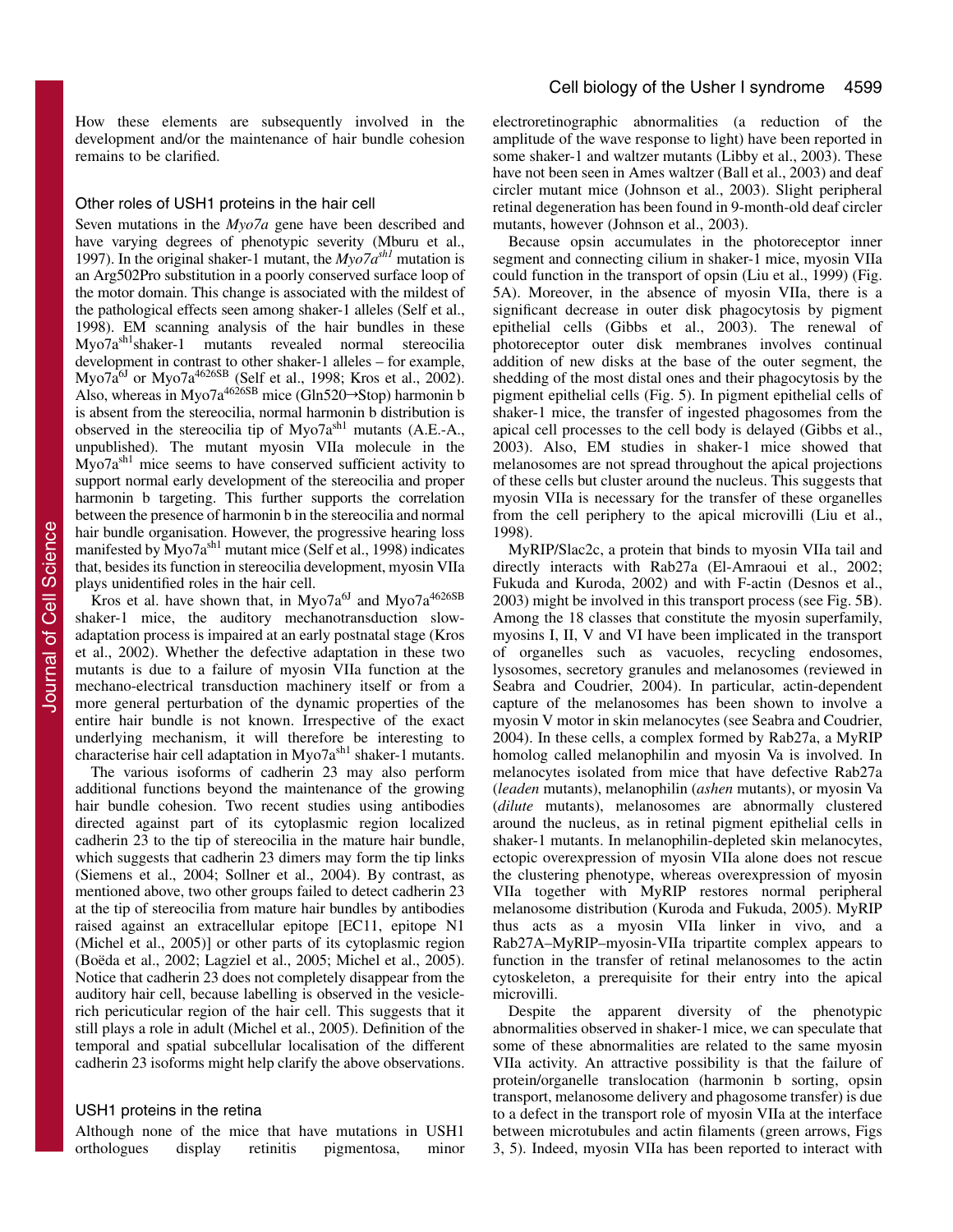How these elements are subsequently involved in the development and/or the maintenance of hair bundle cohesion remains to be clarified.

### Other roles of USH1 proteins in the hair cell

Seven mutations in the *Myo7a* gene have been described and have varying degrees of phenotypic severity (Mburu et al., 1997). In the original shaker-1 mutant, the *Myo7a*$^{sh1}$ mutation is an Arg502Pro substitution in a poorly conserved surface loop of the motor domain. This change is associated with the mildest of the pathological effects seen among shaker-1 alleles (Self et al., 1998). EM scanning analysis of the hair bundles in these Myo7a$^{sh1}$shaker-1 mutants revealed normal stereocilia development in contrast to other shaker-1 alleles – for example, Myo7a$^{6J}$ or Myo7a$^{4626SB}$ (Self et al., 1998; Kros et al., 2002). Also, whereas in Myo7a$^{4626SB}$ mice (Gln520→Stop) harmonin b is absent from the stereocilia, normal harmonin b distribution is observed in the stereocilia tip of Myo7a$^{sh1}$ mutants (A.E.-A., unpublished). The mutant myosin VIIa molecule in the Myo7a$^{sh1}$ mice seems to have conserved sufficient activity to support normal early development of the stereocilia and proper harmonin b targeting. This further supports the correlation between the presence of harmonin b in the stereocilia and normal hair bundle organisation. However, the progressive hearing loss manifested by Myo7a$^{sh1}$ mutant mice (Self et al., 1998) indicates that, besides its function in stereocilia development, myosin VIIa plays unidentified roles in the hair cell.

Kros et al. have shown that, in Myo7a$^{6J}$ and Myo7a$^{4626SB}$ shaker-1 mice, the auditory mechanotransduction slow-adaptation process is impaired at an early postnatal stage (Kros et al., 2002). Whether the defective adaptation in these two mutants is due to a failure of myosin VIIa function at the mechano-electrical transduction machinery itself or from a more general perturbation of the dynamic properties of the entire hair bundle is not known. Irrespective of the exact underlying mechanism, it will therefore be interesting to characterise hair cell adaptation in Myo7a$^{sh1}$ shaker-1 mutants.

The various isoforms of cadherin 23 may also perform additional functions beyond the maintenance of the growing hair bundle cohesion. Two recent studies using antibodies directed against part of its cytoplasmic region localized cadherin 23 to the tip of stereocilia in the mature hair bundle, which suggests that cadherin 23 dimers may form the tip links (Siemens et al., 2004; Sollner et al., 2004). By contrast, as mentioned above, two other groups failed to detect cadherin 23 at the tip of stereocilia from mature hair bundles by antibodies raised against an extracellular epitope [EC11, epitope N1 (Michel et al., 2005)] or other parts of its cytoplasmic region (Boëda et al., 2002; Lagziel et al., 2005; Michel et al., 2005). Notice that cadherin 23 does not completely disappear from the auditory hair cell, because labelling is observed in the vesicle-rich pericuticular region of the hair cell. This suggests that it still plays a role in adult (Michel et al., 2005). Definition of the temporal and spatial subcellular localisation of the different cadherin 23 isoforms might help clarify the above observations.

### USH1 proteins in the retina

Although none of the mice that have mutations in USH1 orthologues display retinitis pigmentosa, minor electroretinographic abnormalities (a reduction of the amplitude of the wave response to light) have been reported in some shaker-1 and waltzer mutants (Libby et al., 2003). These have not been seen in Ames waltzer (Ball et al., 2003) and deaf circler mutant mice (Johnson et al., 2003). Slight peripheral retinal degeneration has been found in 9-month-old deaf circler mutants, however (Johnson et al., 2003).

Because opsin accumulates in the photoreceptor inner segment and connecting cilium in shaker-1 mice, myosin VIIa could function in the transport of opsin (Liu et al., 1999) (Fig. 5A). Moreover, in the absence of myosin VIIa, there is a significant decrease in outer disk phagocytosis by pigment epithelial cells (Gibbs et al., 2003). The renewal of photoreceptor outer disk membranes involves continual addition of new disks at the base of the outer segment, the shedding of the most distal ones and their phagocytosis by the pigment epithelial cells (Fig. 5). In pigment epithelial cells of shaker-1 mice, the transfer of ingested phagosomes from the apical cell processes to the cell body is delayed (Gibbs et al., 2003). Also, EM studies in shaker-1 mice showed that melanosomes are not spread throughout the apical projections of these cells but cluster around the nucleus. This suggests that myosin VIIa is necessary for the transfer of these organelles from the cell periphery to the apical microvilli (Liu et al., 1998).

MyRIP/Slac2c, a protein that binds to myosin VIIa tail and directly interacts with Rab27a (El-Amraoui et al., 2002; Fukuda and Kuroda, 2002) and with F-actin (Desnos et al., 2003) might be involved in this transport process (see Fig. 5B). Among the 18 classes that constitute the myosin superfamily, myosins I, II, V and VI have been implicated in the transport of organelles such as vacuoles, recycling endosomes, lysosomes, secretory granules and melanosomes (reviewed in Seabra and Coudrier, 2004). In particular, actin-dependent capture of the melanosomes has been shown to involve a myosin V motor in skin melanocytes (see Seabra and Coudrier, 2004). In these cells, a complex formed by Rab27a, a MyRIP homolog called melanophilin and myosin Va is involved. In melanocytes isolated from mice that have defective Rab27a (*leaden* mutants), melanophilin (*ashen* mutants), or myosin Va (*dilute* mutants), melanosomes are abnormally clustered around the nucleus, as in retinal pigment epithelial cells in shaker-1 mutants. In melanophilin-depleted skin melanocytes, ectopic overexpression of myosin VIIa alone does not rescue the clustering phenotype, whereas overexpression of myosin VIIa together with MyRIP restores normal peripheral melanosome distribution (Kuroda and Fukuda, 2005). MyRIP thus acts as a myosin VIIa linker in vivo, and a Rab27A–MyRIP–myosin-VIIa tripartite complex appears to function in the transfer of retinal melanosomes to the actin cytoskeleton, a prerequisite for their entry into the apical microvilli.

Despite the apparent diversity of the phenotypic abnormalities observed in shaker-1 mice, we can speculate that some of these abnormalities are related to the same myosin VIIa activity. An attractive possibility is that the failure of protein/organelle translocation (harmonin b sorting, opsin transport, melanosome delivery and phagosome transfer) is due to a defect in the transport role of myosin VIIa at the interface between microtubules and actin filaments (green arrows, Figs 3, 5). Indeed, myosin VIIa has been reported to interact with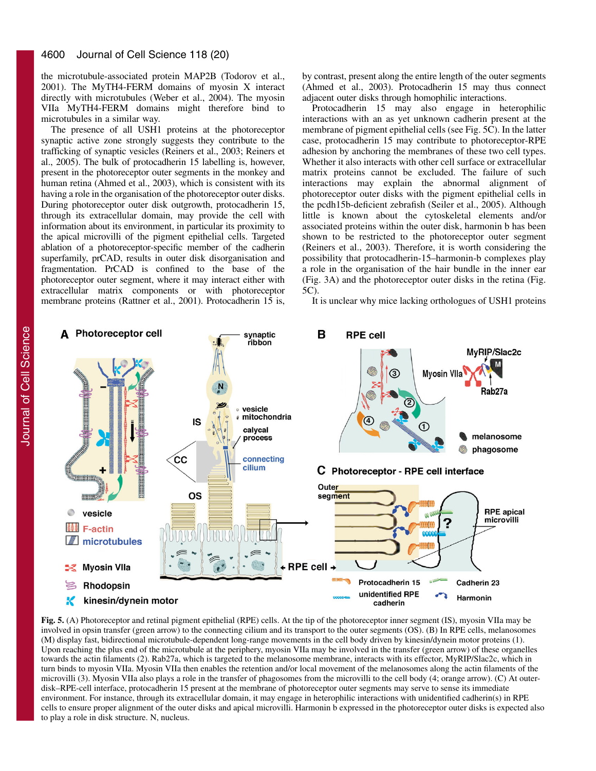the microtubule-associated protein MAP2B (Todorov et al., 2001). The MyTH4-FERM domains of myosin X interact directly with microtubules (Weber et al., 2004). The myosin VIIa MyTH4-FERM domains might therefore bind to microtubules in a similar way.

The presence of all USH1 proteins at the photoreceptor synaptic active zone strongly suggests they contribute to the trafficking of synaptic vesicles (Reiners et al., 2003; Reiners et al., 2005). The bulk of protocadherin 15 labelling is, however, present in the photoreceptor outer segments in the monkey and human retina (Ahmed et al., 2003), which is consistent with its having a role in the organisation of the photoreceptor outer disks. During photoreceptor outer disk outgrowth, protocadherin 15, through its extracellular domain, may provide the cell with information about its environment, in particular its proximity to the apical microvilli of the pigment epithelial cells. Targeted ablation of a photoreceptor-specific member of the cadherin superfamily, prCAD, results in outer disk disorganisation and fragmentation. PrCAD is confined to the base of the photoreceptor outer segment, where it may interact either with extracellular matrix components or with photoreceptor membrane proteins (Rattner et al., 2001). Protocadherin 15 is, by contrast, present along the entire length of the outer segments (Ahmed et al., 2003). Protocadherin 15 may thus connect adjacent outer disks through homophilic interactions.

Protocadherin 15 may also engage in heterophilic interactions with an as yet unknown cadherin present at the membrane of pigment epithelial cells (see Fig. 5C). In the latter case, protocadherin 15 may contribute to photoreceptor-RPE adhesion by anchoring the membranes of these two cell types. Whether it also interacts with other cell surface or extracellular matrix proteins cannot be excluded. The failure of such interactions may explain the abnormal alignment of photoreceptor outer disks with the pigment epithelial cells in the pcdh15b-deficient zebrafish (Seiler et al., 2005). Although little is known about the cytoskeletal elements and/or associated proteins within the outer disk, harmonin b has been shown to be restricted to the photoreceptor outer segment (Reiners et al., 2003). Therefore, it is worth considering the possibility that protocadherin-15–harmonin-b complexes play a role in the organisation of the hair bundle in the inner ear (Fig. 3A) and the photoreceptor outer disks in the retina (Fig. 5C).

It is unclear why mice lacking orthologues of USH1 proteins

**Fig. 5.** (A) Photoreceptor and retinal pigment epithelial (RPE) cells. At the tip of the photoreceptor inner segment (IS), myosin VIIa may be involved in opsin transfer (green arrow) to the connecting cilium and its transport to the outer segments (OS). (B) In RPE cells, melanosomes (M) display fast, bidirectional microtubule-dependent long-range movements in the cell body driven by kinesin/dynein motor proteins (1). Upon reaching the plus end of the microtubule at the periphery, myosin VIIa may be involved in the transfer (green arrow) of these organelles towards the actin filaments (2). Rab27a, which is targeted to the melanosome membrane, interacts with its effector, MyRIP/Slac2c, which in turn binds to myosin VIIa. Myosin VIIa then enables the retention and/or local movement of the melanosomes along the actin filaments of the microvilli (3). Myosin VIIa also plays a role in the transfer of phagosomes from the microvilli to the cell body (4; orange arrow). (C) At outer-disk–RPE-cell interface, protocadherin 15 present at the membrane of photoreceptor outer segments may serve to sense its immediate environment. For instance, through its extracellular domain, it may engage in heterophilic interactions with unidentified cadherin(s) in RPE cells to ensure proper alignment of the outer disks and apical microvilli. Harmonin b expressed in the photoreceptor outer disks is expected also to play a role in disk structure. N, nucleus.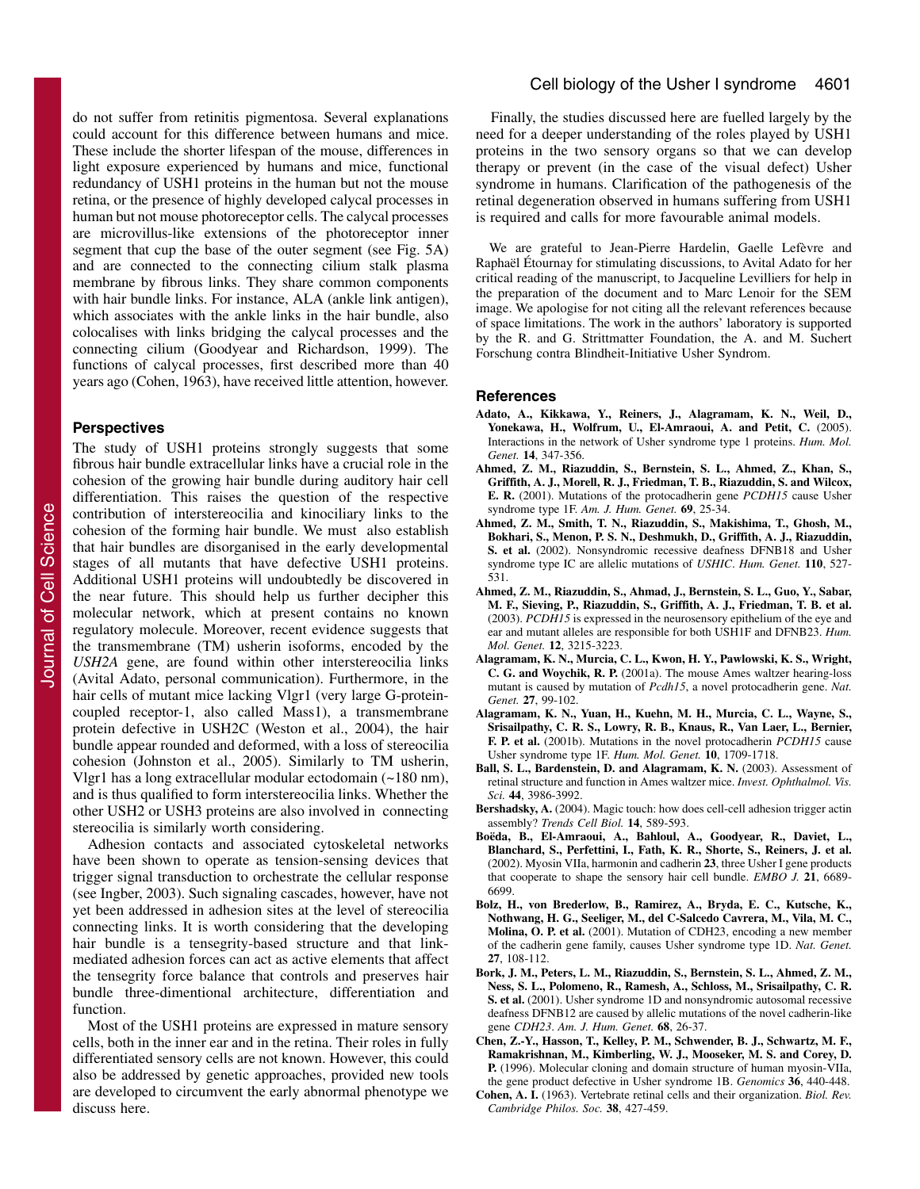do not suffer from retinitis pigmentosa. Several explanations could account for this difference between humans and mice. These include the shorter lifespan of the mouse, differences in light exposure experienced by humans and mice, functional redundancy of USH1 proteins in the human but not the mouse retina, or the presence of highly developed calycal processes in human but not mouse photoreceptor cells. The calycal processes are microvillus-like extensions of the photoreceptor inner segment that cup the base of the outer segment (see Fig. 5A) and are connected to the connecting cilium stalk plasma membrane by fibrous links. They share common components with hair bundle links. For instance, ALA (ankle link antigen), which associates with the ankle links in the hair bundle, also colocalises with links bridging the calycal processes and the connecting cilium (Goodyear and Richardson, 1999). The functions of calycal processes, first described more than 40 years ago (Cohen, 1963), have received little attention, however.

## Perspectives

The study of USH1 proteins strongly suggests that some fibrous hair bundle extracellular links have a crucial role in the cohesion of the growing hair bundle during auditory hair cell differentiation. This raises the question of the respective contribution of interstereocilia and kinociliary links to the cohesion of the forming hair bundle. We must also establish that hair bundles are disorganised in the early developmental stages of all mutants that have defective USH1 proteins. Additional USH1 proteins will undoubtedly be discovered in the near future. This should help us further decipher this molecular network, which at present contains no known regulatory molecule. Moreover, recent evidence suggests that the transmembrane (TM) usherin isoforms, encoded by the *USH2A* gene, are found within other interstereocilia links (Avital Adato, personal communication). Furthermore, in the hair cells of mutant mice lacking Vlgr1 (very large G-protein-coupled receptor-1, also called Mass1), a transmembrane protein defective in USH2C (Weston et al., 2004), the hair bundle appear rounded and deformed, with a loss of stereocilia cohesion (Johnston et al., 2005). Similarly to TM usherin, Vlgr1 has a long extracellular modular ectodomain (~180 nm), and is thus qualified to form interstereocilia links. Whether the other USH2 or USH3 proteins are also involved in connecting stereocilia is similarly worth considering.

Adhesion contacts and associated cytoskeletal networks have been shown to operate as tension-sensing devices that trigger signal transduction to orchestrate the cellular response (see Ingber, 2003). Such signaling cascades, however, have not yet been addressed in adhesion sites at the level of stereocilia connecting links. It is worth considering that the developing hair bundle is a tensegrity-based structure and that link-mediated adhesion forces can act as active elements that affect the tensegrity force balance that controls and preserves hair bundle three-dimentional architecture, differentiation and function.

Most of the USH1 proteins are expressed in mature sensory cells, both in the inner ear and in the retina. Their roles in fully differentiated sensory cells are not known. However, this could also be addressed by genetic approaches, provided new tools are developed to circumvent the early abnormal phenotype we discuss here.

Finally, the studies discussed here are fuelled largely by the need for a deeper understanding of the roles played by USH1 proteins in the two sensory organs so that we can develop therapy or prevent (in the case of the visual defect) Usher syndrome in humans. Clarification of the pathogenesis of the retinal degeneration observed in humans suffering from USH1 is required and calls for more favourable animal models.

We are grateful to Jean-Pierre Hardelin, Gaelle Lefèvre and Raphaël Étournay for stimulating discussions, to Avital Adato for her critical reading of the manuscript, to Jacqueline Levilliers for help in the preparation of the document and to Marc Lenoir for the SEM image. We apologise for not citing all the relevant references because of space limitations. The work in the authors' laboratory is supported by the R. and G. Strittmatter Foundation, the A. and M. Suchert Forschung contra Blindheit-Initiative Usher Syndrom.

## References

**Adato, A., Kikkawa, Y., Reiners, J., Alagramam, K. N., Weil, D., Yonekawa, H., Wolfrum, U., El-Amraoui, A. and Petit, C.** (2005). Interactions in the network of Usher syndrome type 1 proteins. *Hum. Mol. Genet.* **14**, 347-356.

**Ahmed, Z. M., Riazuddin, S., Bernstein, S. L., Ahmed, Z., Khan, S., Griffith, A. J., Morell, R. J., Friedman, T. B., Riazuddin, S. and Wilcox, E. R.** (2001). Mutations of the protocadherin gene *PCDH15* cause Usher syndrome type 1F. *Am. J. Hum. Genet.* **69**, 25-34.

**Ahmed, Z. M., Smith, T. N., Riazuddin, S., Makishima, T., Ghosh, M., Bokhari, S., Menon, P. S. N., Deshmukh, D., Griffith, A. J., Riazuddin, S. et al.** (2002). Nonsyndromic recessive deafness DFNB18 and Usher syndrome type IC are allelic mutations of *USHIC*. *Hum. Genet.* **110**, 527-531.

**Ahmed, Z. M., Riazuddin, S., Ahmad, J., Bernstein, S. L., Guo, Y., Sabar, M. F., Sieving, P., Riazuddin, S., Griffith, A. J., Friedman, T. B. et al.** (2003). *PCDH15* is expressed in the neurosensory epithelium of the eye and ear and mutant alleles are responsible for both USH1F and DFNB23. *Hum. Mol. Genet.* **12**, 3215-3223.

**Alagramam, K. N., Murcia, C. L., Kwon, H. Y., Pawlowski, K. S., Wright, C. G. and Woychik, R. P.** (2001a). The mouse Ames waltzer hearing-loss mutant is caused by mutation of *Pcdh15*, a novel protocadherin gene. *Nat. Genet.* **27**, 99-102.

**Alagramam, K. N., Yuan, H., Kuehn, M. H., Murcia, C. L., Wayne, S., Srisailpathy, C. R. S., Lowry, R. B., Knaus, R., Van Laer, L., Bernier, F. P. et al.** (2001b). Mutations in the novel protocadherin *PCDH15* cause Usher syndrome type 1F. *Hum. Mol. Genet.* **10**, 1709-1718.

**Ball, S. L., Bardenstein, D. and Alagramam, K. N.** (2003). Assessment of retinal structure and function in Ames waltzer mice. *Invest. Ophthalmol. Vis. Sci.* **44**, 3986-3992.

**Bershadsky, A.** (2004). Magic touch: how does cell-cell adhesion trigger actin assembly? *Trends Cell Biol.* **14**, 589-593.

**Boëda, B., El-Amraoui, A., Bahloul, A., Goodyear, R., Daviet, L., Blanchard, S., Perfettini, I., Fath, K. R., Shorte, S., Reiners, J. et al.** (2002). Myosin VIIa, harmonin and cadherin **23**, three Usher I gene products that cooperate to shape the sensory hair cell bundle. *EMBO J.* **21**, 6689-6699.

**Bolz, H., von Brederlow, B., Ramirez, A., Bryda, E. C., Kutsche, K., Nothwang, H. G., Seeliger, M., del C-Salcedo Cavrera, M., Vila, M. C., Molina, O. P. et al.** (2001). Mutation of CDH23, encoding a new member of the cadherin gene family, causes Usher syndrome type 1D. *Nat. Genet.* **27**, 108-112.

**Bork, J. M., Peters, L. M., Riazuddin, S., Bernstein, S. L., Ahmed, Z. M., Ness, S. L., Polomeno, R., Ramesh, A., Schloss, M., Srisailpathy, C. R. S. et al.** (2001). Usher syndrome 1D and nonsyndromic autosomal recessive deafness DFNB12 are caused by allelic mutations of the novel cadherin-like gene *CDH23*. *Am. J. Hum. Genet.* **68**, 26-37.

**Chen, Z.-Y., Hasson, T., Kelley, P. M., Schwender, B. J., Schwartz, M. F., Ramakrishnan, M., Kimberling, W. J., Mooseker, M. S. and Corey, D. P.** (1996). Molecular cloning and domain structure of human myosin-VIIa, the gene product defective in Usher syndrome 1B. *Genomics* **36**, 440-448.

**Cohen, A. I.** (1963). Vertebrate retinal cells and their organization. *Biol. Rev. Cambridge Philos. Soc.* **38**, 427-459.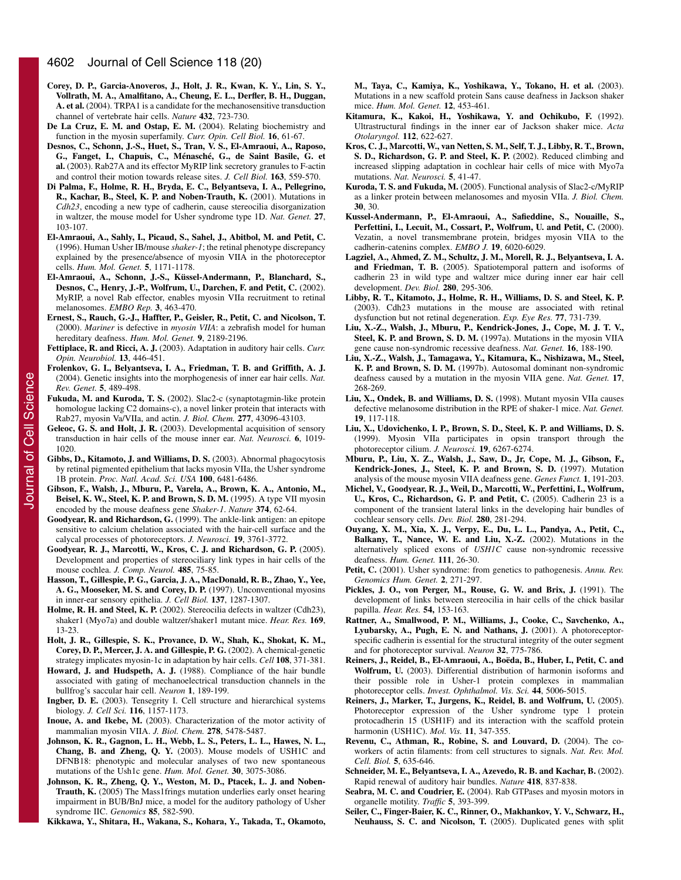**Corey, D. P., Garcia-Anoveros, J., Holt, J. R., Kwan, K. Y., Lin, S. Y., Vollrath, M. A., Amalfitano, A., Cheung, E. L., Derfler, B. H., Duggan, A. et al.** (2004). TRPA1 is a candidate for the mechanosensitive transduction channel of vertebrate hair cells. *Nature* **432**, 723-730.

**De La Cruz, E. M. and Ostap, E. M.** (2004). Relating biochemistry and function in the myosin superfamily. *Curr. Opin. Cell Biol.* **16**, 61-67.

**Desnos, C., Schonn, J.-S., Huet, S., Tran, V. S., El-Amraoui, A., Raposo, G., Fanget, I., Chapuis, C., Ménasché, G., de Saint Basile, G. et al.** (2003). Rab27A and its effector MyRIP link secretory granules to F-actin and control their motion towards release sites. *J. Cell Biol.* **163**, 559-570.

**Di Palma, F., Holme, R. H., Bryda, E. C., Belyantseva, I. A., Pellegrino, R., Kachar, B., Steel, K. P. and Noben-Trauth, K.** (2001). Mutations in *Cdh23*, encoding a new type of cadherin, cause stereocilia disorganization in waltzer, the mouse model for Usher syndrome type 1D. *Nat. Genet.* **27**, 103-107.

**El-Amraoui, A., Sahly, I., Picaud, S., Sahel, J., Abitbol, M. and Petit, C.** (1996). Human Usher IB/mouse *shaker-1*; the retinal phenotype discrepancy explained by the presence/absence of myosin VIIA in the photoreceptor cells. *Hum. Mol. Genet.* **5**, 1171-1178.

**El-Amraoui, A., Schonn, J.-S., Küssel-Andermann, P., Blanchard, S., Desnos, C., Henry, J.-P., Wolfrum, U., Darchen, F. and Petit, C.** (2002). MyRIP, a novel Rab effector, enables myosin VIIa recruitment to retinal melanosomes. *EMBO Rep.* **3**, 463-470.

**Ernest, S., Rauch, G.-J., Haffter, P., Geisler, R., Petit, C. and Nicolson, T.** (2000). *Mariner* is defective in *myosin VIIA*: a zebrafish model for human hereditary deafness. *Hum. Mol. Genet.* **9**, 2189-2196.

**Fettiplace, R. and Ricci, A. J.** (2003). Adaptation in auditory hair cells. *Curr. Opin. Neurobiol.* **13**, 446-451.

**Frolenkov, G. I., Belyantseva, I. A., Friedman, T. B. and Griffith, A. J.** (2004). Genetic insights into the morphogenesis of inner ear hair cells. *Nat. Rev. Genet.* **5**, 489-498.

**Fukuda, M. and Kuroda, T. S.** (2002). Slac2-c (synaptotagmin-like protein homologue lacking C2 domains-c), a novel linker protein that interacts with Rab27, myosin Va/VIIa, and actin. *J. Biol. Chem.* **277**, 43096-43103.

**Geleoc, G. S. and Holt, J. R.** (2003). Developmental acquisition of sensory transduction in hair cells of the mouse inner ear. *Nat. Neurosci.* **6**, 1019-1020.

**Gibbs, D., Kitamoto, J. and Williams, D. S.** (2003). Abnormal phagocytosis by retinal pigmented epithelium that lacks myosin VIIa, the Usher syndrome 1B protein. *Proc. Natl. Acad. Sci. USA* **100**, 6481-6486.

**Gibson, F., Walsh, J., Mburu, P., Varela, A., Brown, K. A., Antonio, M., Beisel, K. W., Steel, K. P. and Brown, S. D. M.** (1995). A type VII myosin encoded by the mouse deafness gene *Shaker-1*. *Nature* **374**, 62-64.

**Goodyear, R. and Richardson, G.** (1999). The ankle-link antigen: an epitope sensitive to calcium chelation associated with the hair-cell surface and the calycal processes of photoreceptors. *J. Neurosci.* **19**, 3761-3772.

**Goodyear, R. J., Marcotti, W., Kros, C. J. and Richardson, G. P.** (2005). Development and properties of stereociliary link types in hair cells of the mouse cochlea. *J. Comp. Neurol.* **485**, 75-85.

**Hasson, T., Gillespie, P. G., Garcia, J. A., MacDonald, R. B., Zhao, Y., Yee, A. G., Mooseker, M. S. and Corey, D. P.** (1997). Unconventional myosins in inner-ear sensory epithelia. *J. Cell Biol.* **137**, 1287-1307.

**Holme, R. H. and Steel, K. P.** (2002). Stereocilia defects in waltzer (Cdh23), shaker1 (Myo7a) and double waltzer/shaker1 mutant mice. *Hear. Res.* **169**, 13-23.

**Holt, J. R., Gillespie, S. K., Provance, D. W., Shah, K., Shokat, K. M., Corey, D. P., Mercer, J. A. and Gillespie, P. G.** (2002). A chemical-genetic strategy implicates myosin-1c in adaptation by hair cells. *Cell* **108**, 371-381.

**Howard, J. and Hudspeth, A. J.** (1988). Compliance of the hair bundle associated with gating of mechanoelectrical transduction channels in the bullfrog's saccular hair cell. *Neuron* **1**, 189-199.

**Ingber, D. E.** (2003). Tensegrity I. Cell structure and hierarchical systems biology. *J. Cell Sci.* **116**, 1157-1173.

**Inoue, A. and Ikebe, M.** (2003). Characterization of the motor activity of mammalian myosin VIIA. *J. Biol. Chem.* **278**, 5478-5487.

**Johnson, K. R., Gagnon, L. H., Webb, L. S., Peters, L. L., Hawes, N. L., Chang, B. and Zheng, Q. Y.** (2003). Mouse models of USH1C and DFNB18: phenotypic and molecular analyses of two new spontaneous mutations of the Ush1c gene. *Hum. Mol. Genet.* **30**, 3075-3086.

**Johnson, K. R., Zheng, Q. Y., Weston, M. D., Ptacek, L. J. and Noben-Trauth, K.** (2005) The Mass1frings mutation underlies early onset hearing impairment in BUB/BnJ mice, a model for the auditory pathology of Usher syndrome IIC. *Genomics* **85**, 582-590.

**Kikkawa, Y., Shitara, H., Wakana, S., Kohara, Y., Takada, T., Okamoto, M., Taya, C., Kamiya, K., Yoshikawa, Y., Tokano, H. et al.** (2003). Mutations in a new scaffold protein Sans cause deafness in Jackson shaker mice. *Hum. Mol. Genet.* **12**, 453-461.

**Kitamura, K., Kakoi, H., Yoshikawa, Y. and Ochikubo, F.** (1992). Ultrastructural findings in the inner ear of Jackson shaker mice. *Acta Otolaryngol.* **112**, 622-627.

**Kros, C. J., Marcotti, W., van Netten, S. M., Self, T. J., Libby, R. T., Brown, S. D., Richardson, G. P. and Steel, K. P.** (2002). Reduced climbing and increased slipping adaptation in cochlear hair cells of mice with Myo7a mutations. *Nat. Neurosci.* **5**, 41-47.

**Kuroda, T. S. and Fukuda, M.** (2005). Functional analysis of Slac2-c/MyRIP as a linker protein between melanosomes and myosin VIIa. *J. Biol. Chem.* **30**, 30.

**Kussel-Andermann, P., El-Amraoui, A., Safieddine, S., Nouaille, S., Perfettini, I., Lecuit, M., Cossart, P., Wolfrum, U. and Petit, C.** (2000). Vezatin, a novel transmembrane protein, bridges myosin VIIA to the cadherin-catenins complex. *EMBO J.* **19**, 6020-6029.

**Lagziel, A., Ahmed, Z. M., Schultz, J. M., Morell, R. J., Belyantseva, I. A. and Friedman, T. B.** (2005). Spatiotemporal pattern and isoforms of cadherin 23 in wild type and waltzer mice during inner ear hair cell development. *Dev. Biol.* **280**, 295-306.

**Libby, R. T., Kitamoto, J., Holme, R. H., Williams, D. S. and Steel, K. P.** (2003). Cdh23 mutations in the mouse are associated with retinal dysfunction but not retinal degeneration. *Exp. Eye Res.* **77**, 731-739.

**Liu, X.-Z., Walsh, J., Mburu, P., Kendrick-Jones, J., Cope, M. J. T. V., Steel, K. P. and Brown, S. D. M.** (1997a). Mutations in the myosin VIIA gene cause non-syndromic recessive deafness. *Nat. Genet.* **16**, 188-190.

**Liu, X.-Z., Walsh, J., Tamagawa, Y., Kitamura, K., Nishizawa, M., Steel, K. P. and Brown, S. D. M.** (1997b). Autosomal dominant non-syndromic deafness caused by a mutation in the myosin VIIA gene. *Nat. Genet.* **17**, 268-269.

**Liu, X., Ondek, B. and Williams, D. S.** (1998). Mutant myosin VIIa causes defective melanosome distribution in the RPE of shaker-1 mice. *Nat. Genet.* **19**, 117-118.

**Liu, X., Udovichenko, I. P., Brown, S. D., Steel, K. P. and Williams, D. S.** (1999). Myosin VIIa participates in opsin transport through the photoreceptor cilium. *J. Neurosci.* **19**, 6267-6274.

**Mburu, P., Liu, X. Z., Walsh, J., Saw, D., Jr, Cope, M. J., Gibson, F., Kendrick-Jones, J., Steel, K. P. and Brown, S. D.** (1997). Mutation analysis of the mouse myosin VIIA deafness gene. *Genes Funct.* **1**, 191-203.

**Michel, V., Goodyear, R. J., Weil, D., Marcotti, W., Perfettini, I., Wolfrum, U., Kros, C., Richardson, G. P. and Petit, C.** (2005). Cadherin 23 is a component of the transient lateral links in the developing hair bundles of cochlear sensory cells. *Dev. Biol.* **280**, 281-294.

**Ouyang, X. M., Xia, X. J., Verpy, E., Du, L. L., Pandya, A., Petit, C., Balkany, T., Nance, W. E. and Liu, X.-Z.** (2002). Mutations in the alternatively spliced exons of *USH1C* cause non-syndromic recessive deafness. *Hum. Genet.* **111**, 26-30.

**Petit, C.** (2001). Usher syndrome: from genetics to pathogenesis. *Annu. Rev. Genomics Hum. Genet.* **2**, 271-297.

**Pickles, J. O., von Perger, M., Rouse, G. W. and Brix, J.** (1991). The development of links between stereocilia in hair cells of the chick basilar papilla. *Hear. Res.* **54**, 153-163.

**Rattner, A., Smallwood, P. M., Williams, J., Cooke, C., Savchenko, A., Lyubarsky, A., Pugh, E. N. and Nathans, J.** (2001). A photoreceptor-specific cadherin is essential for the structural integrity of the outer segment and for photoreceptor survival. *Neuron* **32**, 775-786.

**Reiners, J., Reidel, B., El-Amraoui, A., Boëda, B., Huber, I., Petit, C. and Wolfrum, U.** (2003). Differential distribution of harmonin isoforms and their possible role in Usher-1 protein complexes in mammalian photoreceptor cells. *Invest. Ophthalmol. Vis. Sci.* **44**, 5006-5015.

**Reiners, J., Marker, T., Jurgens, K., Reidel, B. and Wolfrum, U.** (2005). Photoreceptor expression of the Usher syndrome type 1 protein protocadherin 15 (USH1F) and its interaction with the scaffold protein harmonin (USH1C). *Mol. Vis.* **11**, 347-355.

**Revenu, C., Athman, R., Robine, S. and Louvard, D.** (2004). The co-workers of actin filaments: from cell structures to signals. *Nat. Rev. Mol. Cell. Biol.* **5**, 635-646.

**Schneider, M. E., Belyantseva, I. A., Azevedo, R. B. and Kachar, B.** (2002). Rapid renewal of auditory hair bundles. *Nature* **418**, 837-838.

**Seabra, M. C. and Coudrier, E.** (2004). Rab GTPases and myosin motors in organelle motility. *Traffic* **5**, 393-399.

**Seiler, C., Finger-Baier, K. C., Rinner, O., Makhankov, Y. V., Schwarz, H., Neuhauss, S. C. and Nicolson, T.** (2005). Duplicated genes with split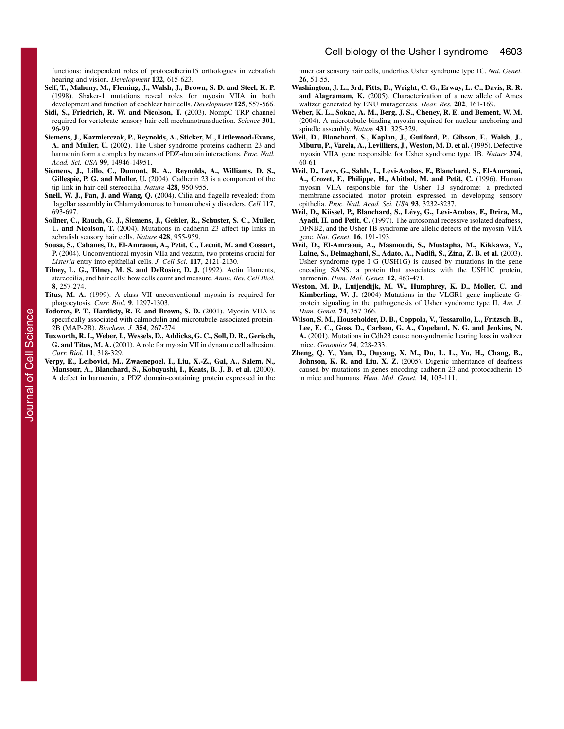functions: independent roles of protocadherin15 orthologues in zebrafish hearing and vision. *Development* **132**, 615-623.

**Self, T., Mahony, M., Fleming, J., Walsh, J., Brown, S. D. and Steel, K. P.** (1998). Shaker-1 mutations reveal roles for myosin VIIA in both development and function of cochlear hair cells. *Development* **125**, 557-566.

**Sidi, S., Friedrich, R. W. and Nicolson, T.** (2003). NompC TRP channel required for vertebrate sensory hair cell mechanotransduction. *Science* **301**, 96-99.

**Siemens, J., Kazmierczak, P., Reynolds, A., Sticker, M., Littlewood-Evans, A. and Muller, U.** (2002). The Usher syndrome proteins cadherin 23 and harmonin form a complex by means of PDZ-domain interactions. *Proc. Natl. Acad. Sci. USA* **99**, 14946-14951.

**Siemens, J., Lillo, C., Dumont, R. A., Reynolds, A., Williams, D. S., Gillespie, P. G. and Muller, U.** (2004). Cadherin 23 is a component of the tip link in hair-cell stereocilia. *Nature* **428**, 950-955.

**Snell, W. J., Pan, J. and Wang, Q.** (2004). Cilia and flagella revealed: from flagellar assembly in Chlamydomonas to human obesity disorders. *Cell* **117**, 693-697.

**Sollner, C., Rauch, G. J., Siemens, J., Geisler, R., Schuster, S. C., Muller, U. and Nicolson, T.** (2004). Mutations in cadherin 23 affect tip links in zebrafish sensory hair cells. *Nature* **428**, 955-959.

**Sousa, S., Cabanes, D., El-Amraoui, A., Petit, C., Lecuit, M. and Cossart, P.** (2004). Unconventional myosin VIIa and vezatin, two proteins crucial for *Listeria* entry into epithelial cells. *J. Cell Sci.* **117**, 2121-2130.

**Tilney, L. G., Tilney, M. S. and DeRosier, D. J.** (1992). Actin filaments, stereocilia, and hair cells: how cells count and measure. *Annu. Rev. Cell Biol.* **8**, 257-274.

**Titus, M. A.** (1999). A class VII unconventional myosin is required for phagocytosis. *Curr. Biol.* **9**, 1297-1303.

**Todorov, P. T., Hardisty, R. E. and Brown, S. D.** (2001). Myosin VIIA is specifically associated with calmodulin and microtubule-associated protein-2B (MAP-2B). *Biochem. J.* **354**, 267-274.

**Tuxworth, R. I., Weber, I., Wessels, D., Addicks, G. C., Soll, D. R., Gerisch, G. and Titus, M. A.** (2001). A role for myosin VII in dynamic cell adhesion. *Curr. Biol.* **11**, 318-329.

**Verpy, E., Leibovici, M., Zwaenepoel, I., Liu, X.-Z., Gal, A., Salem, N., Mansour, A., Blanchard, S., Kobayashi, I., Keats, B. J. B. et al.** (2000). A defect in harmonin, a PDZ domain-containing protein expressed in the inner ear sensory hair cells, underlies Usher syndrome type 1C. *Nat. Genet.* **26**, 51-55.

**Washington, J. L., 3rd, Pitts, D., Wright, C. G., Erway, L. C., Davis, R. R. and Alagramam, K.** (2005). Characterization of a new allele of Ames waltzer generated by ENU mutagenesis. *Hear. Res.* **202**, 161-169.

**Weber, K. L., Sokac, A. M., Berg, J. S., Cheney, R. E. and Bement, W. M.** (2004). A microtubule-binding myosin required for nuclear anchoring and spindle assembly. *Nature* **431**, 325-329.

**Weil, D., Blanchard, S., Kaplan, J., Guilford, P., Gibson, F., Walsh, J., Mburu, P., Varela, A., Levilliers, J., Weston, M. D. et al.** (1995). Defective myosin VIIA gene responsible for Usher syndrome type 1B. *Nature* **374**, 60-61.

**Weil, D., Levy, G., Sahly, I., Levi-Acobas, F., Blanchard, S., El-Amraoui, A., Crozet, F., Philippe, H., Abitbol, M. and Petit, C.** (1996). Human myosin VIIA responsible for the Usher 1B syndrome: a predicted membrane-associated motor protein expressed in developing sensory epithelia. *Proc. Natl. Acad. Sci. USA* **93**, 3232-3237.

**Weil, D., Küssel, P., Blanchard, S., Lévy, G., Levi-Acobas, F., Drira, M., Ayadi, H. and Petit, C.** (1997). The autosomal recessive isolated deafness, DFNB2, and the Usher 1B syndrome are allelic defects of the myosin-VIIA gene. *Nat. Genet.* **16**, 191-193.

**Weil, D., El-Amraoui, A., Masmoudi, S., Mustapha, M., Kikkawa, Y., Laine, S., Delmaghani, S., Adato, A., Nadifi, S., Zina, Z. B. et al.** (2003). Usher syndrome type I G (USH1G) is caused by mutations in the gene encoding SANS, a protein that associates with the USH1C protein, harmonin. *Hum. Mol. Genet.* **12**, 463-471.

**Weston, M. D., Luijendijk, M. W., Humphrey, K. D., Moller, C. and Kimberling, W. J.** (2004) Mutations in the VLGR1 gene implicate G-protein signaling in the pathogenesis of Usher syndrome type II. *Am. J. Hum. Genet.* **74**, 357-366.

**Wilson, S. M., Householder, D. B., Coppola, V., Tessarollo, L., Fritzsch, B., Lee, E. C., Goss, D., Carlson, G. A., Copeland, N. G. and Jenkins, N. A.** (2001). Mutations in Cdh23 cause nonsyndromic hearing loss in waltzer mice. *Genomics* **74**, 228-233.

**Zheng, Q. Y., Yan, D., Ouyang, X. M., Du, L. L., Yu, H., Chang, B., Johnson, K. R. and Liu, X. Z.** (2005). Digenic inheritance of deafness caused by mutations in genes encoding cadherin 23 and protocadherin 15 in mice and humans. *Hum. Mol. Genet.* **14**, 103-111.